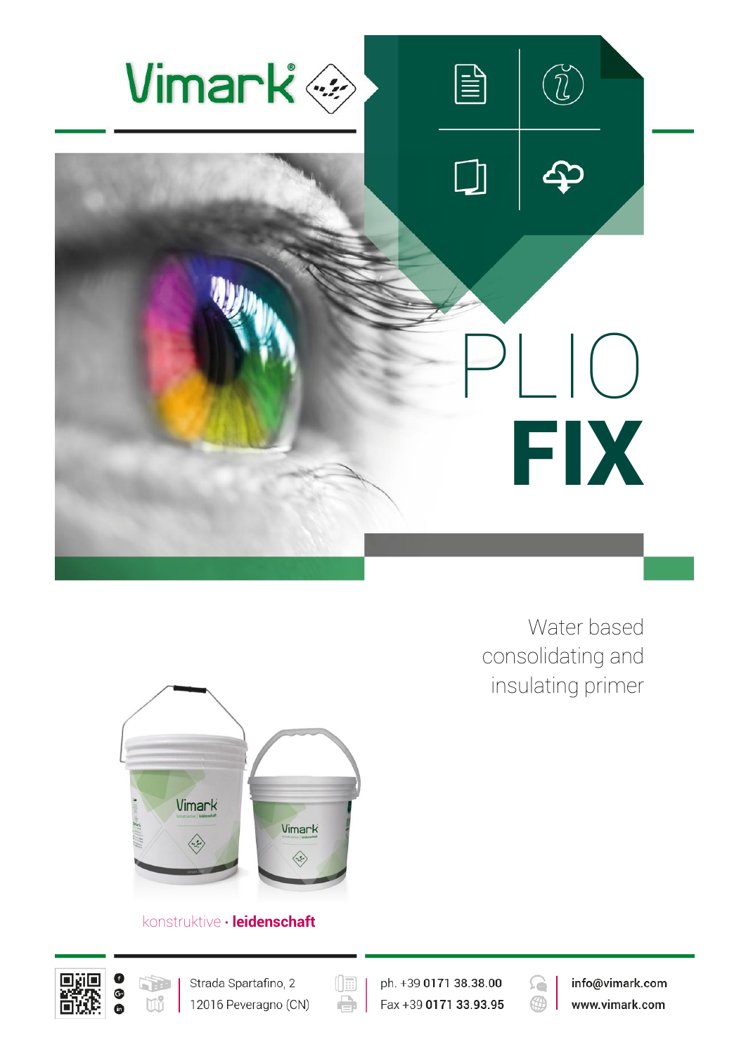Vimark

# PLIO FIX

Water based consolidating and insulating primer

konstruktive · **leidenschaft**

Strada Spartafino, 2
12016 Peveragno (CN)

ph. +39 **0171 38.38.00**
Fax +39 **0171 33.93.95**

**info@vimark.com**
**www.vimark.com**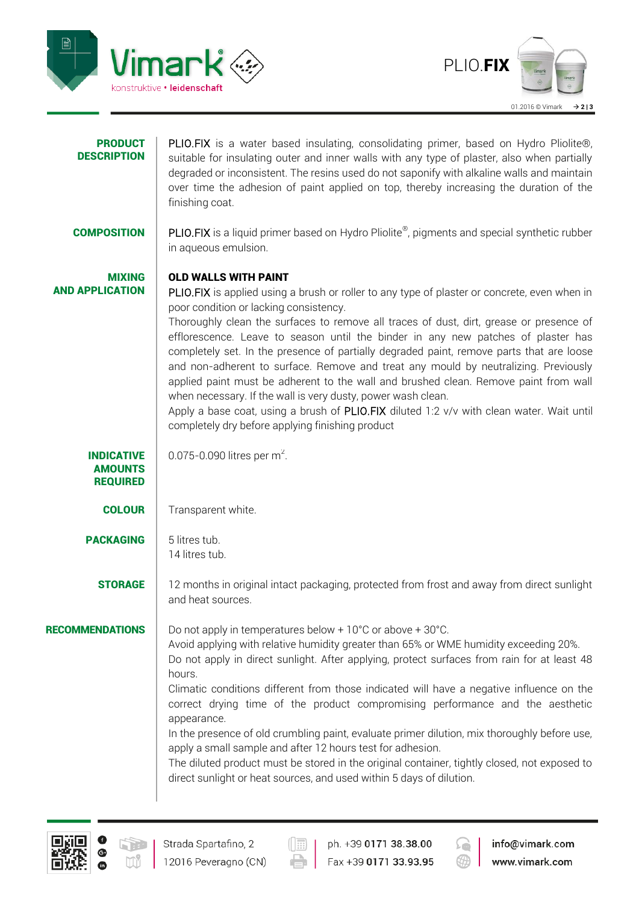## PRODUCT DESCRIPTION

PLIO.FIX is a water based insulating, consolidating primer, based on Hydro Pliolite®, suitable for insulating outer and inner walls with any type of plaster, also when partially degraded or inconsistent. The resins used do not saponify with alkaline walls and maintain over time the adhesion of paint applied on top, thereby increasing the duration of the finishing coat.

## COMPOSITION

PLIO.FIX is a liquid primer based on Hydro Pliolite®, pigments and special synthetic rubber in aqueous emulsion.

## MIXING AND APPLICATION

**OLD WALLS WITH PAINT**

PLIO.FIX is applied using a brush or roller to any type of plaster or concrete, even when in poor condition or lacking consistency.

Thoroughly clean the surfaces to remove all traces of dust, dirt, grease or presence of efflorescence. Leave to season until the binder in any new patches of plaster has completely set. In the presence of partially degraded paint, remove parts that are loose and non-adherent to surface. Remove and treat any mould by neutralizing. Previously applied paint must be adherent to the wall and brushed clean. Remove paint from wall when necessary. If the wall is very dusty, power wash clean.

Apply a base coat, using a brush of PLIO.FIX diluted 1:2 v/v with clean water. Wait until completely dry before applying finishing product

## INDICATIVE AMOUNTS REQUIRED

0.075-0.090 litres per $m^2$.

## COLOUR

Transparent white.

## PACKAGING

5 litres tub.
14 litres tub.

## STORAGE

12 months in original intact packaging, protected from frost and away from direct sunlight and heat sources.

## RECOMMENDATIONS

Do not apply in temperatures below + 10°C or above + 30°C.
Avoid applying with relative humidity greater than 65% or WME humidity exceeding 20%.
Do not apply in direct sunlight. After applying, protect surfaces from rain for at least 48 hours.
Climatic conditions different from those indicated will have a negative influence on the correct drying time of the product compromising performance and the aesthetic appearance.
In the presence of old crumbling paint, evaluate primer dilution, mix thoroughly before use, apply a small sample and after 12 hours test for adhesion.
The diluted product must be stored in the original container, tightly closed, not exposed to direct sunlight or heat sources, and used within 5 days of dilution.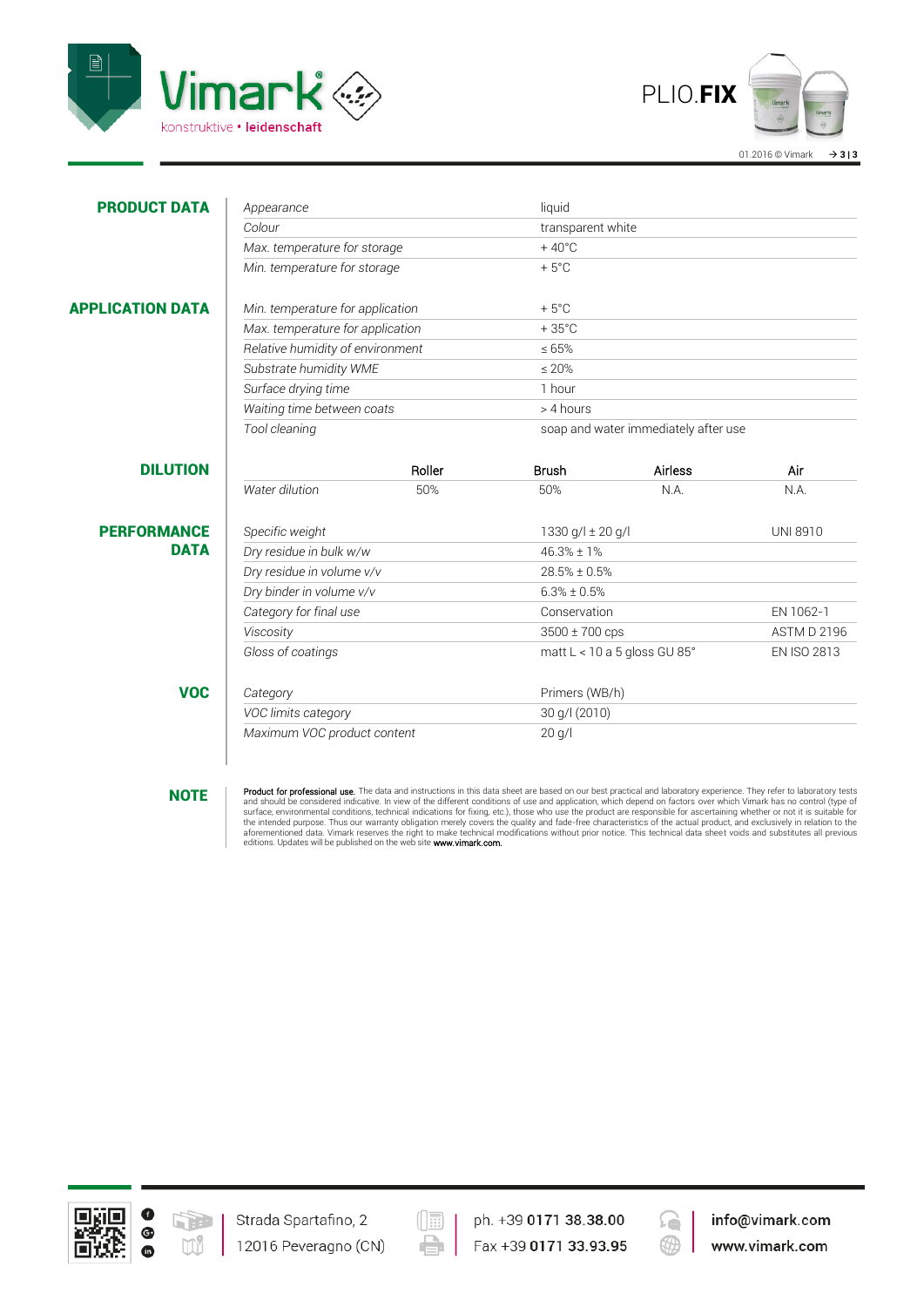## PRODUCT DATA

| | |
|---|---|
| *Appearance* | liquid |
| *Colour* | transparent white |
| *Max. temperature for storage* | + 40°C |
| *Min. temperature for storage* | + 5°C |

## APPLICATION DATA

| | |
|---|---|
| *Min. temperature for application* | + 5°C |
| *Max. temperature for application* | + 35°C |
| *Relative humidity of environment* | ≤ 65% |
| *Substrate humidity WME* | ≤ 20% |
| *Surface drying time* | 1 hour |
| *Waiting time between coats* | > 4 hours |
| *Tool cleaning* | soap and water immediately after use |

## DILUTION

| | Roller | Brush | Airless | Air |
|---|---|---|---|---|
| *Water dilution* | 50% | 50% | N.A. | N.A. |

## PERFORMANCE DATA

| | | |
|---|---|---|
| *Specific weight* | 1330 g/l ± 20 g/l | UNI 8910 |
| *Dry residue in bulk w/w* | 46.3% ± 1% | |
| *Dry residue in volume v/v* | 28.5% ± 0.5% | |
| *Dry binder in volume v/v* | 6.3% ± 0.5% | |
| *Category for final use* | Conservation | EN 1062-1 |
| *Viscosity* | 3500 ± 700 cps | ASTM D 2196 |
| *Gloss of coatings* | matt L < 10 a 5 gloss GU 85° | EN ISO 2813 |

## VOC

| | |
|---|---|
| *Category* | Primers (WB/h) |
| *VOC limits category* | 30 g/l (2010) |
| *Maximum VOC product content* | 20 g/l |

## NOTE

**Product for professional use.** The data and instructions in this data sheet are based on our best practical and laboratory experience. They refer to laboratory tests and should be considered indicative. In view of the different conditions of use and application, which depend on factors over which Vimark has no control (type of surface, environmental conditions, technical indications for fixing, etc.), those who use the product are responsible for ascertaining whether or not it is suitable for the intended purpose. Thus our warranty obligation merely covers the quality and fade-free characteristics of the actual product, and exclusively in relation to the aforementioned data. Vimark reserves the right to make technical modifications without prior notice. This technical data sheet voids and substitutes all previous editions. Updates will be published on the web site **www.vimark.com**.

Strada Spartafino, 2
12016 Peveragno (CN)

ph. +39 **0171 38.38.00**
Fax +39 **0171 33.93.95**

**info@vimark.com**
**www.vimark.com**